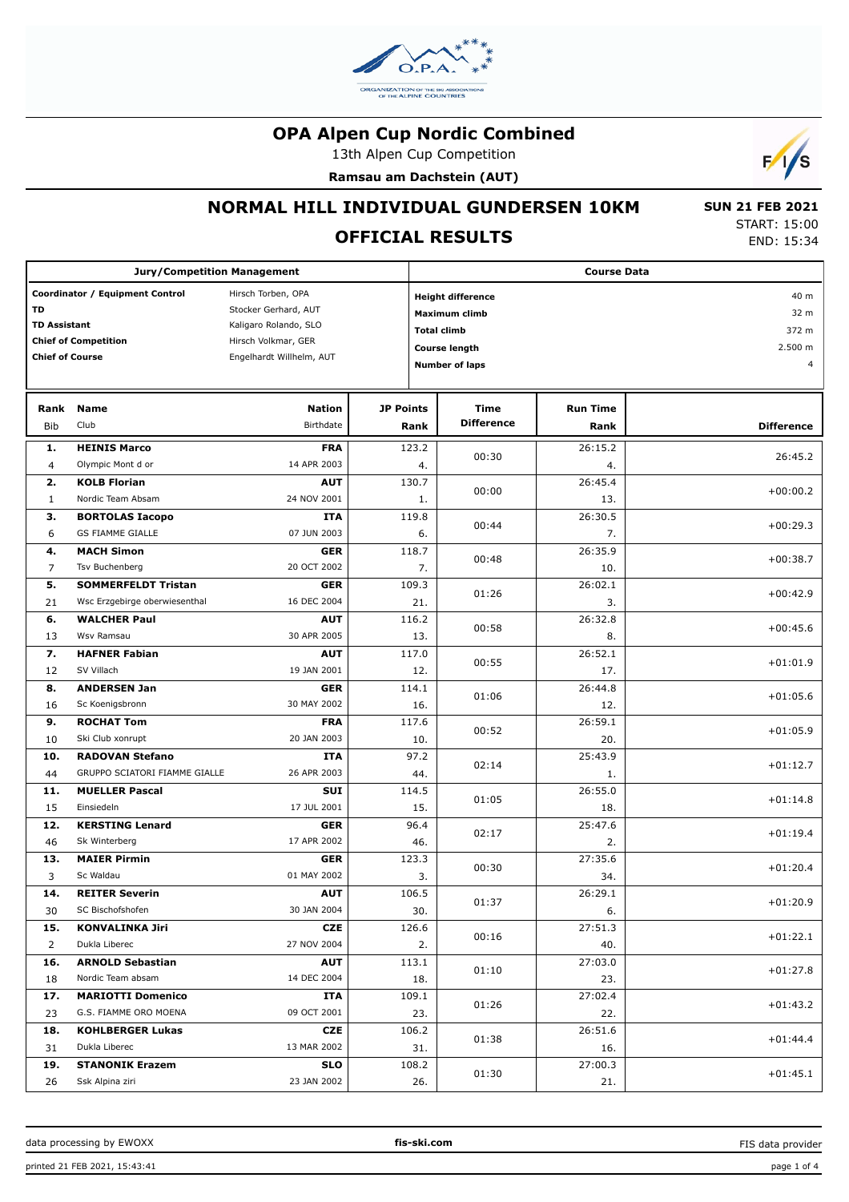# OPA Alpen Cup Nordic Combined

13th Alpen Cup Competition

**Ramsau am Dachstein (AUT)**

## NORMAL HILL INDIVIDUAL GUNDERSEN 10KM

## OFFICIAL RESULTS

**SUN 21 FEB 2021**
START: 15:00
END: 15:34

| Jury/Competition Management | | Course Data | |
|---|---|---|---|
| **Coordinator / Equipment Control** | Hirsch Torben, OPA | **Height difference** | 40 m |
| **TD** | Stocker Gerhard, AUT | **Maximum climb** | 32 m |
| **TD Assistant** | Kaligaro Rolando, SLO | **Total climb** | 372 m |
| **Chief of Competition** | Hirsch Volkmar, GER | **Course length** | 2.500 m |
| **Chief of Course** | Engelhardt Willhelm, AUT | **Number of laps** | 4 |

| Rank | Bib | Name | Club | Nation | Birthdate | JP Points | JP Rank | Time Difference | Run Time | Run Time Rank | Difference |
|---|---|---|---|---|---|---|---|---|---|---|---|
| 1. | 4 | **HEINIS Marco** | Olympic Mont d or | FRA | 14 APR 2003 | 123.2 | 4. | 00:30 | 26:15.2 | 4. | 26:45.2 |
| 2. | 1 | **KOLB Florian** | Nordic Team Absam | AUT | 24 NOV 2001 | 130.7 | 1. | 00:00 | 26:45.4 | 13. | +00:00.2 |
| 3. | 6 | **BORTOLAS Iacopo** | GS FIAMME GIALLE | ITA | 07 JUN 2003 | 119.8 | 6. | 00:44 | 26:30.5 | 7. | +00:29.3 |
| 4. | 7 | **MACH Simon** | Tsv Buchenberg | GER | 20 OCT 2002 | 118.7 | 7. | 00:48 | 26:35.9 | 10. | +00:38.7 |
| 5. | 21 | **SOMMERFELDT Tristan** | Wsc Erzgebirge oberwiesenthal | GER | 16 DEC 2004 | 109.3 | 21. | 01:26 | 26:02.1 | 3. | +00:42.9 |
| 6. | 13 | **WALCHER Paul** | Wsv Ramsau | AUT | 30 APR 2005 | 116.2 | 13. | 00:58 | 26:32.8 | 8. | +00:45.6 |
| 7. | 12 | **HAFNER Fabian** | SV Villach | AUT | 19 JAN 2001 | 117.0 | 12. | 00:55 | 26:52.1 | 17. | +01:01.9 |
| 8. | 16 | **ANDERSEN Jan** | Sc Koenigsbronn | GER | 30 MAY 2002 | 114.1 | 16. | 01:06 | 26:44.8 | 12. | +01:05.6 |
| 9. | 10 | **ROCHAT Tom** | Ski Club xonrupt | FRA | 20 JAN 2003 | 117.6 | 10. | 00:52 | 26:59.1 | 20. | +01:05.9 |
| 10. | 44 | **RADOVAN Stefano** | GRUPPO SCIATORI FIAMME GIALLE | ITA | 26 APR 2003 | 97.2 | 44. | 02:14 | 25:43.9 | 1. | +01:12.7 |
| 11. | 15 | **MUELLER Pascal** | Einsiedeln | SUI | 17 JUL 2001 | 114.5 | 15. | 01:05 | 26:55.0 | 18. | +01:14.8 |
| 12. | 46 | **KERSTING Lenard** | Sk Winterberg | GER | 17 APR 2002 | 96.4 | 46. | 02:17 | 25:47.6 | 2. | +01:19.4 |
| 13. | 3 | **MAIER Pirmin** | Sc Waldau | GER | 01 MAY 2002 | 123.3 | 3. | 00:30 | 27:35.6 | 34. | +01:20.4 |
| 14. | 30 | **REITER Severin** | SC Bischofshofen | AUT | 30 JAN 2004 | 106.5 | 30. | 01:37 | 26:29.1 | 6. | +01:20.9 |
| 15. | 2 | **KONVALINKA Jiri** | Dukla Liberec | CZE | 27 NOV 2004 | 126.6 | 2. | 00:16 | 27:51.3 | 40. | +01:22.1 |
| 16. | 18 | **ARNOLD Sebastian** | Nordic Team absam | AUT | 14 DEC 2004 | 113.1 | 18. | 01:10 | 27:03.0 | 23. | +01:27.8 |
| 17. | 23 | **MARIOTTI Domenico** | G.S. FIAMME ORO MOENA | ITA | 09 OCT 2001 | 109.1 | 23. | 01:26 | 27:02.4 | 22. | +01:43.2 |
| 18. | 31 | **KOHLBERGER Lukas** | Dukla Liberec | CZE | 13 MAR 2002 | 106.2 | 31. | 01:38 | 26:51.6 | 16. | +01:44.4 |
| 19. | 26 | **STANONIK Erazem** | Ssk Alpina ziri | SLO | 23 JAN 2002 | 108.2 | 26. | 01:30 | 27:00.3 | 21. | +01:45.1 |

data processing by EWOXX — fis-ski.com — FIS data provider

printed 21 FEB 2021, 15:43:41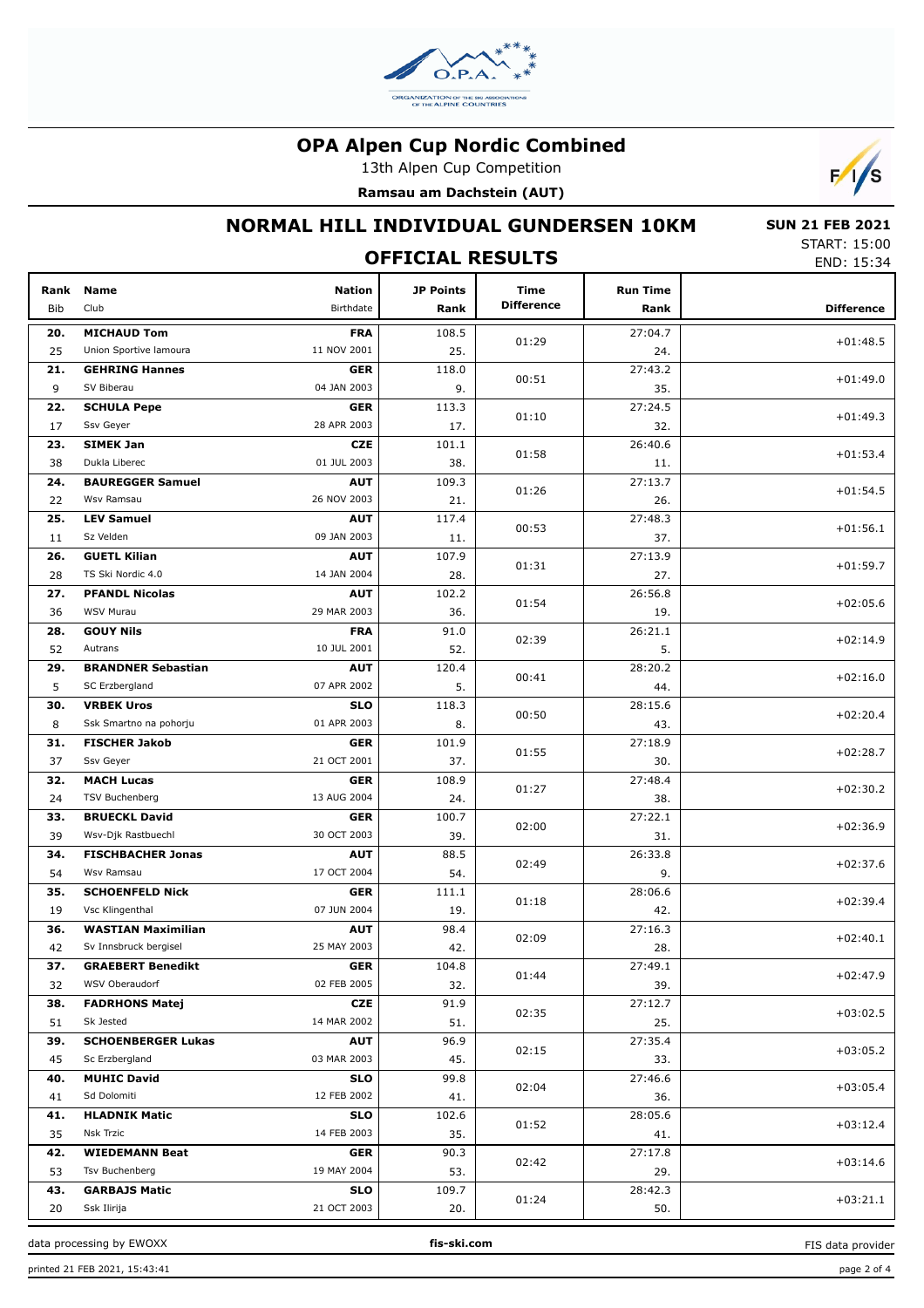# OPA Alpen Cup Nordic Combined

13th Alpen Cup Competition

**Ramsau am Dachstein (AUT)**

## NORMAL HILL INDIVIDUAL GUNDERSEN 10KM

**SUN 21 FEB 2021**

START: 15:00

END: 15:34

## OFFICIAL RESULTS

| Rank | Bib | Name | Club | Nation | Birthdate | JP Points | JP Rank | Time Difference | Run Time | Run Rank | Difference |
|---|---|---|---|---|---|---|---|---|---|---|---|
| 20. | 25 | **MICHAUD Tom** | Union Sportive lamoura | **FRA** | 11 NOV 2001 | 108.5 | 25. | 01:29 | 27:04.7 | 24. | +01:48.5 |
| 21. | 9 | **GEHRING Hannes** | SV Biberau | **GER** | 04 JAN 2003 | 118.0 | 9. | 00:51 | 27:43.2 | 35. | +01:49.0 |
| 22. | 17 | **SCHULA Pepe** | Ssv Geyer | **GER** | 28 APR 2003 | 113.3 | 17. | 01:10 | 27:24.5 | 32. | +01:49.3 |
| 23. | 38 | **SIMEK Jan** | Dukla Liberec | **CZE** | 01 JUL 2003 | 101.1 | 38. | 01:58 | 26:40.6 | 11. | +01:53.4 |
| 24. | 22 | **BAUREGGER Samuel** | Wsv Ramsau | **AUT** | 26 NOV 2003 | 109.3 | 21. | 01:26 | 27:13.7 | 26. | +01:54.5 |
| 25. | 11 | **LEV Samuel** | Sz Velden | **AUT** | 09 JAN 2003 | 117.4 | 11. | 00:53 | 27:48.3 | 37. | +01:56.1 |
| 26. | 28 | **GUETL Kilian** | TS Ski Nordic 4.0 | **AUT** | 14 JAN 2004 | 107.9 | 28. | 01:31 | 27:13.9 | 27. | +01:59.7 |
| 27. | 36 | **PFANDL Nicolas** | WSV Murau | **AUT** | 29 MAR 2003 | 102.2 | 36. | 01:54 | 26:56.8 | 19. | +02:05.6 |
| 28. | 52 | **GOUY Nils** | Autrans | **FRA** | 10 JUL 2001 | 91.0 | 52. | 02:39 | 26:21.1 | 5. | +02:14.9 |
| 29. | 5 | **BRANDNER Sebastian** | SC Erzbergland | **AUT** | 07 APR 2002 | 120.4 | 5. | 00:41 | 28:20.2 | 44. | +02:16.0 |
| 30. | 8 | **VRBEK Uros** | Ssk Smartno na pohorju | **SLO** | 01 APR 2003 | 118.3 | 8. | 00:50 | 28:15.6 | 43. | +02:20.4 |
| 31. | 37 | **FISCHER Jakob** | Ssv Geyer | **GER** | 21 OCT 2001 | 101.9 | 37. | 01:55 | 27:18.9 | 30. | +02:28.7 |
| 32. | 24 | **MACH Lucas** | TSV Buchenberg | **GER** | 13 AUG 2004 | 108.9 | 24. | 01:27 | 27:48.4 | 38. | +02:30.2 |
| 33. | 39 | **BRUECKL David** | Wsv-Djk Rastbuechl | **GER** | 30 OCT 2003 | 100.7 | 39. | 02:00 | 27:22.1 | 31. | +02:36.9 |
| 34. | 54 | **FISCHBACHER Jonas** | Wsv Ramsau | **AUT** | 17 OCT 2004 | 88.5 | 54. | 02:49 | 26:33.8 | 9. | +02:37.6 |
| 35. | 19 | **SCHOENFELD Nick** | Vsc Klingenthal | **GER** | 07 JUN 2004 | 111.1 | 19. | 01:18 | 28:06.6 | 42. | +02:39.4 |
| 36. | 42 | **WASTIAN Maximilian** | Sv Innsbruck bergisel | **AUT** | 25 MAY 2003 | 98.4 | 42. | 02:09 | 27:16.3 | 28. | +02:40.1 |
| 37. | 32 | **GRAEBERT Benedikt** | WSV Oberaudorf | **GER** | 02 FEB 2005 | 104.8 | 32. | 01:44 | 27:49.1 | 39. | +02:47.9 |
| 38. | 51 | **FADRHONS Matej** | Sk Jested | **CZE** | 14 MAR 2002 | 91.9 | 51. | 02:35 | 27:12.7 | 25. | +03:02.5 |
| 39. | 45 | **SCHOENBERGER Lukas** | Sc Erzbergland | **AUT** | 03 MAR 2003 | 96.9 | 45. | 02:15 | 27:35.4 | 33. | +03:05.2 |
| 40. | 41 | **MUHIC David** | Sd Dolomiti | **SLO** | 12 FEB 2002 | 99.8 | 41. | 02:04 | 27:46.6 | 36. | +03:05.4 |
| 41. | 35 | **HLADNIK Matic** | Nsk Trzic | **SLO** | 14 FEB 2003 | 102.6 | 35. | 01:52 | 28:05.6 | 41. | +03:12.4 |
| 42. | 53 | **WIEDEMANN Beat** | Tsv Buchenberg | **GER** | 19 MAY 2004 | 90.3 | 53. | 02:42 | 27:17.8 | 29. | +03:14.6 |
| 43. | 20 | **GARBAJS Matic** | Ssk Ilirija | **SLO** | 21 OCT 2003 | 109.7 | 20. | 01:24 | 28:42.3 | 50. | +03:21.1 |

data processing by EWOXX | fis-ski.com | FIS data provider

printed 21 FEB 2021, 15:43:41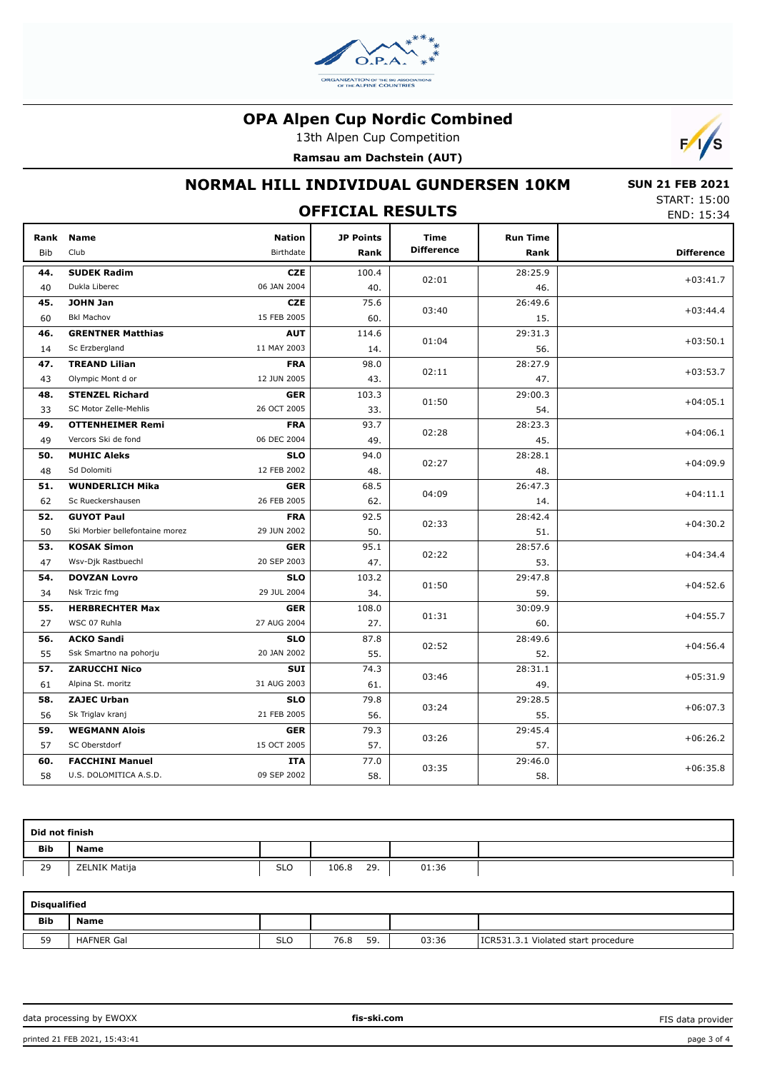# OPA Alpen Cup Nordic Combined

13th Alpen Cup Competition

**Ramsau am Dachstein (AUT)**

## NORMAL HILL INDIVIDUAL GUNDERSEN 10KM

**SUN 21 FEB 2021**

START: 15:00

END: 15:34

## OFFICIAL RESULTS

| Rank<br>Bib | Name<br>Club | Nation<br>Birthdate | JP Points<br>Rank | Time Difference | Run Time<br>Rank | Difference |
|---|---|---|---|---|---|---|
| **44.**<br>40 | **SUDEK Radim**<br>Dukla Liberec | **CZE**<br>06 JAN 2004 | 100.4<br>40. | 02:01 | 28:25.9<br>46. | +03:41.7 |
| **45.**<br>60 | **JOHN Jan**<br>Bkl Machov | **CZE**<br>15 FEB 2005 | 75.6<br>60. | 03:40 | 26:49.6<br>15. | +03:44.4 |
| **46.**<br>14 | **GRENTNER Matthias**<br>Sc Erzbergland | **AUT**<br>11 MAY 2003 | 114.6<br>14. | 01:04 | 29:31.3<br>56. | +03:50.1 |
| **47.**<br>43 | **TREAND Lilian**<br>Olympic Mont d or | **FRA**<br>12 JUN 2005 | 98.0<br>43. | 02:11 | 28:27.9<br>47. | +03:53.7 |
| **48.**<br>33 | **STENZEL Richard**<br>SC Motor Zelle-Mehlis | **GER**<br>26 OCT 2005 | 103.3<br>33. | 01:50 | 29:00.3<br>54. | +04:05.1 |
| **49.**<br>49 | **OTTENHEIMER Remi**<br>Vercors Ski de fond | **FRA**<br>06 DEC 2004 | 93.7<br>49. | 02:28 | 28:23.3<br>45. | +04:06.1 |
| **50.**<br>48 | **MUHIC Aleks**<br>Sd Dolomiti | **SLO**<br>12 FEB 2002 | 94.0<br>48. | 02:27 | 28:28.1<br>48. | +04:09.9 |
| **51.**<br>62 | **WUNDERLICH Mika**<br>Sc Rueckershausen | **GER**<br>26 FEB 2005 | 68.5<br>62. | 04:09 | 26:47.3<br>14. | +04:11.1 |
| **52.**<br>50 | **GUYOT Paul**<br>Ski Morbier bellefontaine morez | **FRA**<br>29 JUN 2002 | 92.5<br>50. | 02:33 | 28:42.4<br>51. | +04:30.2 |
| **53.**<br>47 | **KOSAK Simon**<br>Wsv-Djk Rastbuechl | **GER**<br>20 SEP 2003 | 95.1<br>47. | 02:22 | 28:57.6<br>53. | +04:34.4 |
| **54.**<br>34 | **DOVZAN Lovro**<br>Nsk Trzic fmg | **SLO**<br>29 JUL 2004 | 103.2<br>34. | 01:50 | 29:47.8<br>59. | +04:52.6 |
| **55.**<br>27 | **HERBRECHTER Max**<br>WSC 07 Ruhla | **GER**<br>27 AUG 2004 | 108.0<br>27. | 01:31 | 30:09.9<br>60. | +04:55.7 |
| **56.**<br>55 | **ACKO Sandi**<br>Ssk Smartno na pohorju | **SLO**<br>20 JAN 2002 | 87.8<br>55. | 02:52 | 28:49.6<br>52. | +04:56.4 |
| **57.**<br>61 | **ZARUCCHI Nico**<br>Alpina St. moritz | **SUI**<br>31 AUG 2003 | 74.3<br>61. | 03:46 | 28:31.1<br>49. | +05:31.9 |
| **58.**<br>56 | **ZAJEC Urban**<br>Sk Triglav kranj | **SLO**<br>21 FEB 2005 | 79.8<br>56. | 03:24 | 29:28.5<br>55. | +06:07.3 |
| **59.**<br>57 | **WEGMANN Alois**<br>SC Oberstdorf | **GER**<br>15 OCT 2005 | 79.3<br>57. | 03:26 | 29:45.4<br>57. | +06:26.2 |
| **60.**<br>58 | **FACCHINI Manuel**<br>U.S. DOLOMITICA A.S.D. | **ITA**<br>09 SEP 2002 | 77.0<br>58. | 03:35 | 29:46.0<br>58. | +06:35.8 |

**Did not finish**

| Bib | Name | | | | |
|---|---|---|---|---|---|
| 29 | ZELNIK Matija | SLO | 106.8 29. | 01:36 | |

**Disqualified**

| Bib | Name | | | | |
|---|---|---|---|---|---|
| 59 | HAFNER Gal | SLO | 76.8 59. | 03:36 | ICR531.3.1 Violated start procedure |

data processing by EWOXX — fis-ski.com — FIS data provider

printed 21 FEB 2021, 15:43:41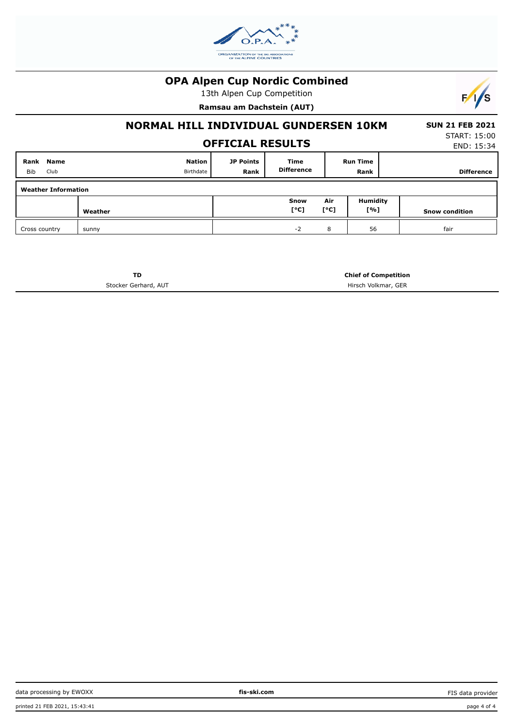# OPA Alpen Cup Nordic Combined

13th Alpen Cup Competition

**Ramsau am Dachstein (AUT)**

## NORMAL HILL INDIVIDUAL GUNDERSEN 10KM

**SUN 21 FEB 2021**

START: 15:00

END: 15:34

## OFFICIAL RESULTS

| Rank Bib | Name Club | Nation Birthdate | JP Points Rank | Time Difference | Run Time Rank | Difference |
|---|---|---|---|---|---|---|

**Weather Information**

| | Weather | Snow [°C] | Air [°C] | Humidity [%] | Snow condition |
|---|---|---|---|---|---|
| Cross country | sunny | -2 | 8 | 56 | fair |

**TD**
Stocker Gerhard, AUT

**Chief of Competition**
Hirsch Volkmar, GER

data processing by EWOXX

**fis-ski.com**

FIS data provider

printed 21 FEB 2021, 15:43:41